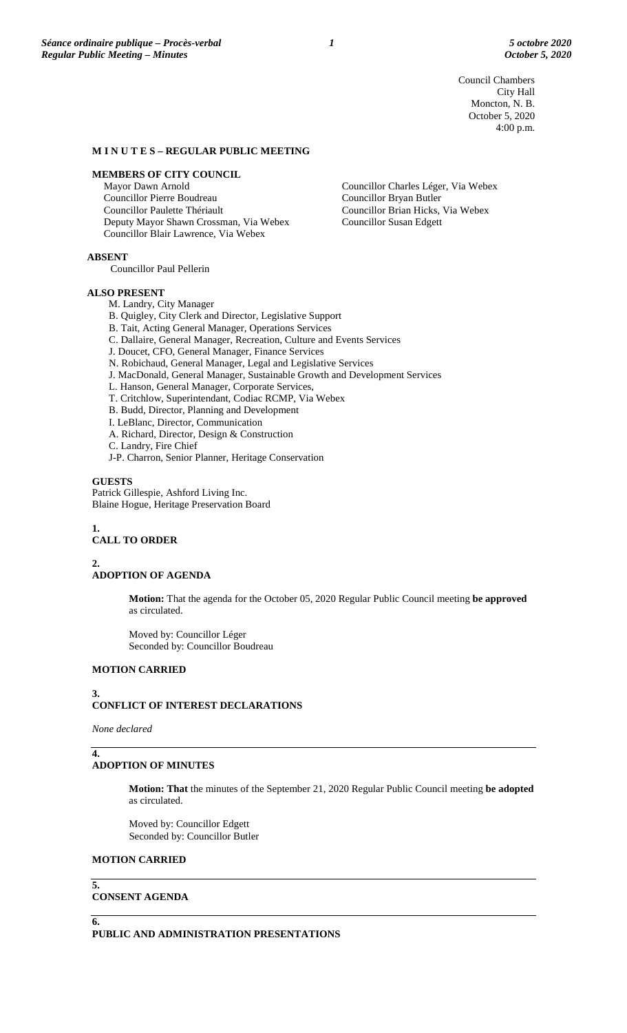Council Chambers
City Hall
Moncton, N. B.
October 5, 2020
4:00 p.m.

# M I N U T E S – REGULAR PUBLIC MEETING

## MEMBERS OF CITY COUNCIL

Mayor Dawn Arnold
Councillor Pierre Boudreau
Councillor Paulette Thériault
Deputy Mayor Shawn Crossman, Via Webex
Councillor Blair Lawrence, Via Webex
Councillor Charles Léger, Via Webex
Councillor Bryan Butler
Councillor Brian Hicks, Via Webex
Councillor Susan Edgett

## ABSENT

Councillor Paul Pellerin

## ALSO PRESENT

M. Landry, City Manager
B. Quigley, City Clerk and Director, Legislative Support
B. Tait, Acting General Manager, Operations Services
C. Dallaire, General Manager, Recreation, Culture and Events Services
J. Doucet, CFO, General Manager, Finance Services
N. Robichaud, General Manager, Legal and Legislative Services
J. MacDonald, General Manager, Sustainable Growth and Development Services
L. Hanson, General Manager, Corporate Services,
T. Critchlow, Superintendant, Codiac RCMP, Via Webex
B. Budd, Director, Planning and Development
I. LeBlanc, Director, Communication
A. Richard, Director, Design & Construction
C. Landry, Fire Chief
J-P. Charron, Senior Planner, Heritage Conservation

## GUESTS

Patrick Gillespie, Ashford Living Inc.
Blaine Hogue, Heritage Preservation Board

## 1. CALL TO ORDER

## 2. ADOPTION OF AGENDA

**Motion:** That the agenda for the October 05, 2020 Regular Public Council meeting **be approved** as circulated.

Moved by: Councillor Léger
Seconded by: Councillor Boudreau

**MOTION CARRIED**

## 3. CONFLICT OF INTEREST DECLARATIONS

*None declared*

## 4. ADOPTION OF MINUTES

**Motion: That** the minutes of the September 21, 2020 Regular Public Council meeting **be adopted** as circulated.

Moved by: Councillor Edgett
Seconded by: Councillor Butler

**MOTION CARRIED**

## 5. CONSENT AGENDA

## 6. PUBLIC AND ADMINISTRATION PRESENTATIONS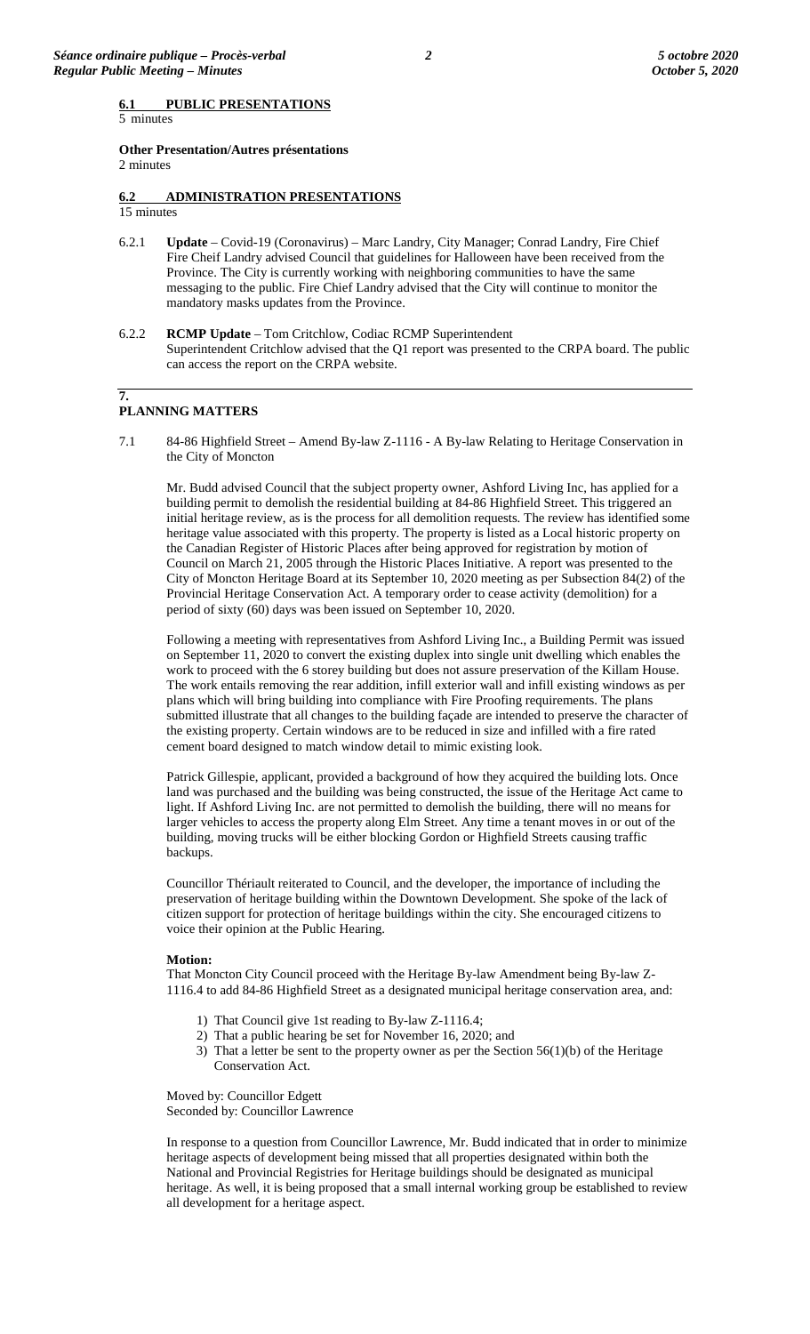**6.1 PUBLIC PRESENTATIONS**
5 minutes

**Other Presentation/Autres présentations**
2 minutes

**6.2 ADMINISTRATION PRESENTATIONS**
15 minutes

6.2.1 **Update** – Covid-19 (Coronavirus) – Marc Landry, City Manager; Conrad Landry, Fire Chief
Fire Cheif Landry advised Council that guidelines for Halloween have been received from the Province. The City is currently working with neighboring communities to have the same messaging to the public. Fire Chief Landry advised that the City will continue to monitor the mandatory masks updates from the Province.

6.2.2 **RCMP Update** – Tom Critchlow, Codiac RCMP Superintendent
Superintendent Critchlow advised that the Q1 report was presented to the CRPA board. The public can access the report on the CRPA website.

## 7. PLANNING MATTERS

7.1 84-86 Highfield Street – Amend By-law Z-1116 - A By-law Relating to Heritage Conservation in the City of Moncton

Mr. Budd advised Council that the subject property owner, Ashford Living Inc, has applied for a building permit to demolish the residential building at 84-86 Highfield Street. This triggered an initial heritage review, as is the process for all demolition requests. The review has identified some heritage value associated with this property. The property is listed as a Local historic property on the Canadian Register of Historic Places after being approved for registration by motion of Council on March 21, 2005 through the Historic Places Initiative. A report was presented to the City of Moncton Heritage Board at its September 10, 2020 meeting as per Subsection 84(2) of the Provincial Heritage Conservation Act. A temporary order to cease activity (demolition) for a period of sixty (60) days was been issued on September 10, 2020.

Following a meeting with representatives from Ashford Living Inc., a Building Permit was issued on September 11, 2020 to convert the existing duplex into single unit dwelling which enables the work to proceed with the 6 storey building but does not assure preservation of the Killam House. The work entails removing the rear addition, infill exterior wall and infill existing windows as per plans which will bring building into compliance with Fire Proofing requirements. The plans submitted illustrate that all changes to the building façade are intended to preserve the character of the existing property. Certain windows are to be reduced in size and infilled with a fire rated cement board designed to match window detail to mimic existing look.

Patrick Gillespie, applicant, provided a background of how they acquired the building lots. Once land was purchased and the building was being constructed, the issue of the Heritage Act came to light. If Ashford Living Inc. are not permitted to demolish the building, there will no means for larger vehicles to access the property along Elm Street. Any time a tenant moves in or out of the building, moving trucks will be either blocking Gordon or Highfield Streets causing traffic backups.

Councillor Thériault reiterated to Council, and the developer, the importance of including the preservation of heritage building within the Downtown Development. She spoke of the lack of citizen support for protection of heritage buildings within the city. She encouraged citizens to voice their opinion at the Public Hearing.

**Motion:**
That Moncton City Council proceed with the Heritage By-law Amendment being By-law Z-1116.4 to add 84-86 Highfield Street as a designated municipal heritage conservation area, and:

1) That Council give 1st reading to By-law Z-1116.4;
2) That a public hearing be set for November 16, 2020; and
3) That a letter be sent to the property owner as per the Section 56(1)(b) of the Heritage Conservation Act.

Moved by: Councillor Edgett
Seconded by: Councillor Lawrence

In response to a question from Councillor Lawrence, Mr. Budd indicated that in order to minimize heritage aspects of development being missed that all properties designated within both the National and Provincial Registries for Heritage buildings should be designated as municipal heritage. As well, it is being proposed that a small internal working group be established to review all development for a heritage aspect.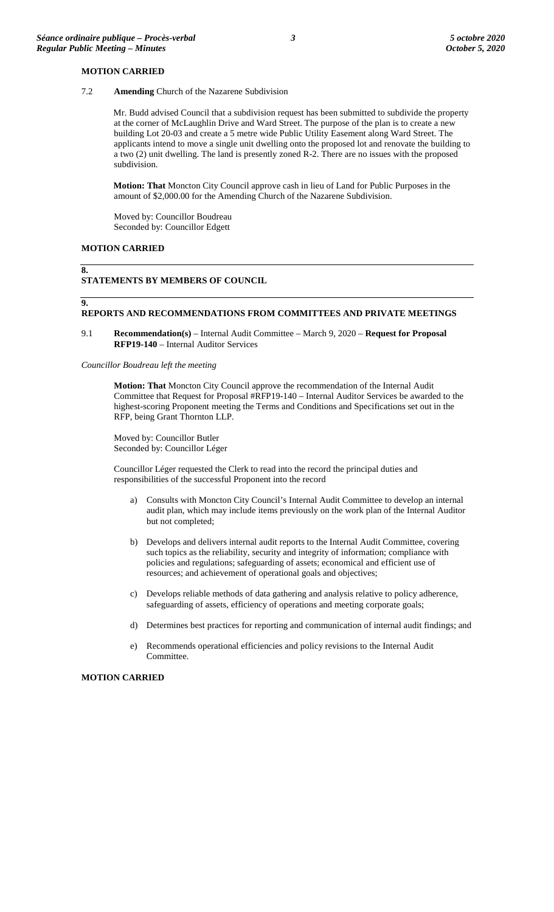**MOTION CARRIED**

7.2 **Amending** Church of the Nazarene Subdivision

Mr. Budd advised Council that a subdivision request has been submitted to subdivide the property at the corner of McLaughlin Drive and Ward Street. The purpose of the plan is to create a new building Lot 20-03 and create a 5 metre wide Public Utility Easement along Ward Street. The applicants intend to move a single unit dwelling onto the proposed lot and renovate the building to a two (2) unit dwelling. The land is presently zoned R-2. There are no issues with the proposed subdivision.

**Motion: That** Moncton City Council approve cash in lieu of Land for Public Purposes in the amount of $2,000.00 for the Amending Church of the Nazarene Subdivision.

Moved by: Councillor Boudreau
Seconded by: Councillor Edgett

**MOTION CARRIED**

## 8. STATEMENTS BY MEMBERS OF COUNCIL

## 9. REPORTS AND RECOMMENDATIONS FROM COMMITTEES AND PRIVATE MEETINGS

9.1 **Recommendation(s)** – Internal Audit Committee – March 9, 2020 – **Request for Proposal RFP19-140** – Internal Auditor Services

*Councillor Boudreau left the meeting*

**Motion: That** Moncton City Council approve the recommendation of the Internal Audit Committee that Request for Proposal #RFP19-140 – Internal Auditor Services be awarded to the highest-scoring Proponent meeting the Terms and Conditions and Specifications set out in the RFP, being Grant Thornton LLP.

Moved by: Councillor Butler
Seconded by: Councillor Léger

Councillor Léger requested the Clerk to read into the record the principal duties and responsibilities of the successful Proponent into the record

a) Consults with Moncton City Council's Internal Audit Committee to develop an internal audit plan, which may include items previously on the work plan of the Internal Auditor but not completed;

b) Develops and delivers internal audit reports to the Internal Audit Committee, covering such topics as the reliability, security and integrity of information; compliance with policies and regulations; safeguarding of assets; economical and efficient use of resources; and achievement of operational goals and objectives;

c) Develops reliable methods of data gathering and analysis relative to policy adherence, safeguarding of assets, efficiency of operations and meeting corporate goals;

d) Determines best practices for reporting and communication of internal audit findings; and

e) Recommends operational efficiencies and policy revisions to the Internal Audit Committee.

**MOTION CARRIED**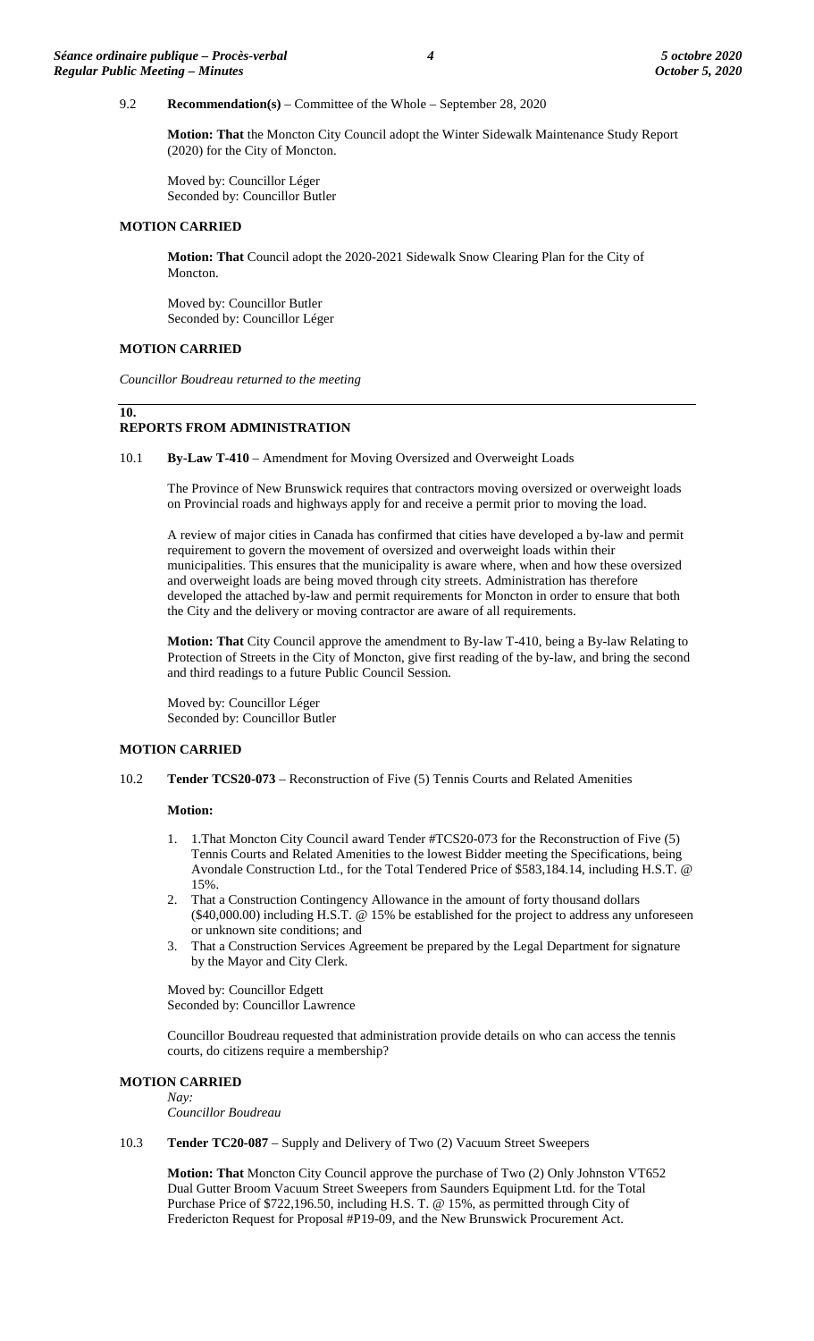9.2 **Recommendation(s)** – Committee of the Whole – September 28, 2020

**Motion: That** the Moncton City Council adopt the Winter Sidewalk Maintenance Study Report (2020) for the City of Moncton.

Moved by: Councillor Léger
Seconded by: Councillor Butler

**MOTION CARRIED**

**Motion: That** Council adopt the 2020-2021 Sidewalk Snow Clearing Plan for the City of Moncton.

Moved by: Councillor Butler
Seconded by: Councillor Léger

**MOTION CARRIED**

*Councillor Boudreau returned to the meeting*

## 10. REPORTS FROM ADMINISTRATION

10.1 **By-Law T-410** – Amendment for Moving Oversized and Overweight Loads

The Province of New Brunswick requires that contractors moving oversized or overweight loads on Provincial roads and highways apply for and receive a permit prior to moving the load.

A review of major cities in Canada has confirmed that cities have developed a by-law and permit requirement to govern the movement of oversized and overweight loads within their municipalities. This ensures that the municipality is aware where, when and how these oversized and overweight loads are being moved through city streets. Administration has therefore developed the attached by-law and permit requirements for Moncton in order to ensure that both the City and the delivery or moving contractor are aware of all requirements.

**Motion: That** City Council approve the amendment to By-law T-410, being a By-law Relating to Protection of Streets in the City of Moncton, give first reading of the by-law, and bring the second and third readings to a future Public Council Session.

Moved by: Councillor Léger
Seconded by: Councillor Butler

**MOTION CARRIED**

10.2 **Tender TCS20-073** – Reconstruction of Five (5) Tennis Courts and Related Amenities

**Motion:**

1. 1.That Moncton City Council award Tender #TCS20-073 for the Reconstruction of Five (5) Tennis Courts and Related Amenities to the lowest Bidder meeting the Specifications, being Avondale Construction Ltd., for the Total Tendered Price of $583,184.14, including H.S.T. @ 15%.
2. That a Construction Contingency Allowance in the amount of forty thousand dollars ($40,000.00) including H.S.T. @ 15% be established for the project to address any unforeseen or unknown site conditions; and
3. That a Construction Services Agreement be prepared by the Legal Department for signature by the Mayor and City Clerk.

Moved by: Councillor Edgett
Seconded by: Councillor Lawrence

Councillor Boudreau requested that administration provide details on who can access the tennis courts, do citizens require a membership?

**MOTION CARRIED**
*Nay:*
*Councillor Boudreau*

10.3 **Tender TC20-087** – Supply and Delivery of Two (2) Vacuum Street Sweepers

**Motion: That** Moncton City Council approve the purchase of Two (2) Only Johnston VT652 Dual Gutter Broom Vacuum Street Sweepers from Saunders Equipment Ltd. for the Total Purchase Price of $722,196.50, including H.S. T. @ 15%, as permitted through City of Fredericton Request for Proposal #P19-09, and the New Brunswick Procurement Act.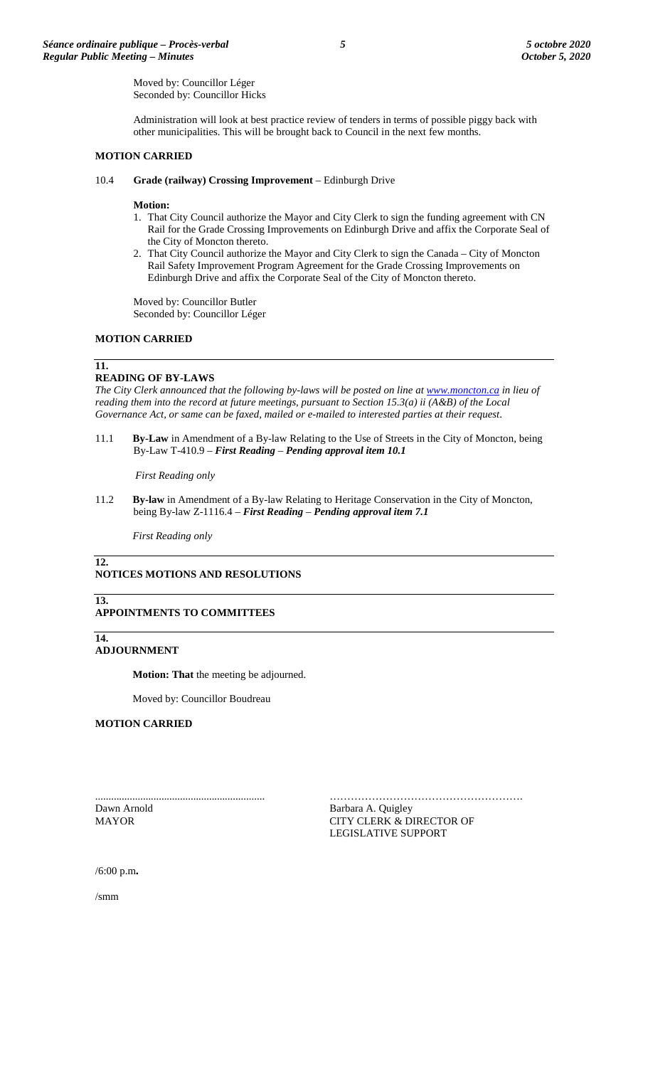Moved by: Councillor Léger
Seconded by: Councillor Hicks

Administration will look at best practice review of tenders in terms of possible piggy back with other municipalities. This will be brought back to Council in the next few months.

**MOTION CARRIED**

10.4 **Grade (railway) Crossing Improvement** – Edinburgh Drive

**Motion:**

1. That City Council authorize the Mayor and City Clerk to sign the funding agreement with CN Rail for the Grade Crossing Improvements on Edinburgh Drive and affix the Corporate Seal of the City of Moncton thereto.
2. That City Council authorize the Mayor and City Clerk to sign the Canada – City of Moncton Rail Safety Improvement Program Agreement for the Grade Crossing Improvements on Edinburgh Drive and affix the Corporate Seal of the City of Moncton thereto.

Moved by: Councillor Butler
Seconded by: Councillor Léger

**MOTION CARRIED**

## 11. READING OF BY-LAWS

*The City Clerk announced that the following by-laws will be posted on line at www.moncton.ca in lieu of reading them into the record at future meetings, pursuant to Section 15.3(a) ii (A&B) of the Local Governance Act, or same can be faxed, mailed or e-mailed to interested parties at their request.*

11.1 **By-Law** in Amendment of a By-law Relating to the Use of Streets in the City of Moncton, being By-Law T-410.9 – ***First Reading – Pending approval item 10.1***

*First Reading only*

11.2 **By-law** in Amendment of a By-law Relating to Heritage Conservation in the City of Moncton, being By-law Z-1116.4 – ***First Reading – Pending approval item 7.1***

*First Reading only*

## 12. NOTICES MOTIONS AND RESOLUTIONS

## 13. APPOINTMENTS TO COMMITTEES

## 14. ADJOURNMENT

**Motion: That** the meeting be adjourned.

Moved by: Councillor Boudreau

**MOTION CARRIED**

| | |
|---|---|
| ............................................................... | ………………………………………………. |
| Dawn Arnold | Barbara A. Quigley |
| MAYOR | CITY CLERK & DIRECTOR OF LEGISLATIVE SUPPORT |

/6:00 p.m**.**

/smm